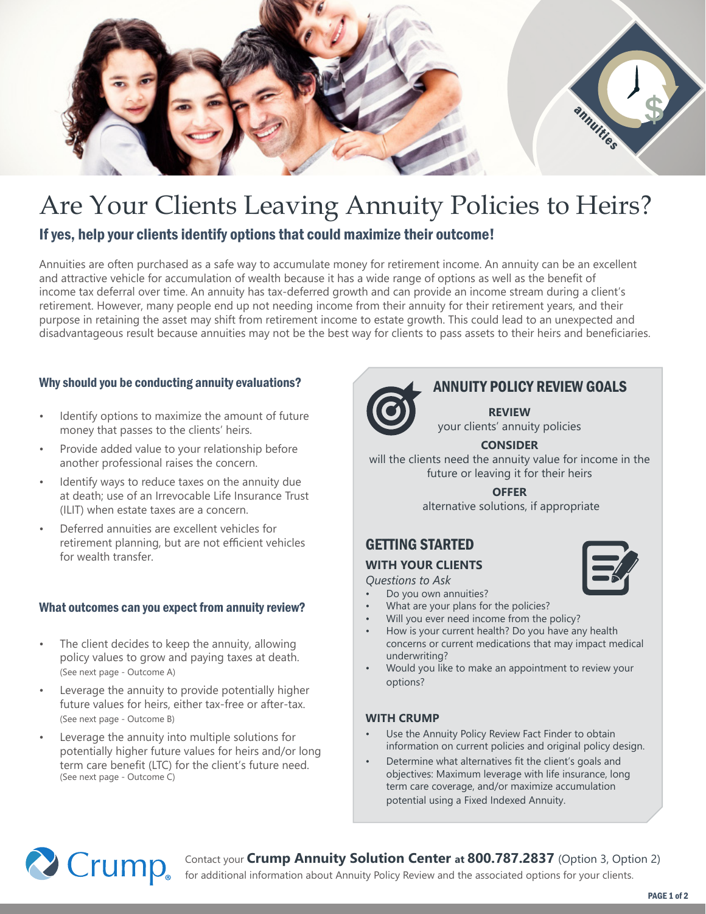# Are Your Clients Leaving Annuity Policies to Heirs?

## If yes, help your clients identify options that could maximize their outcome!

Annuities are often purchased as a safe way to accumulate money for retirement income. An annuity can be an excellent and attractive vehicle for accumulation of wealth because it has a wide range of options as well as the benefit of income tax deferral over time. An annuity has tax-deferred growth and can provide an income stream during a client's retirement. However, many people end up not needing income from their annuity for their retirement years, and their purpose in retaining the asset may shift from retirement income to estate growth. This could lead to an unexpected and disadvantageous result because annuities may not be the best way for clients to pass assets to their heirs and beneficiaries.

### Why should you be conducting annuity evaluations?

- Identify options to maximize the amount of future money that passes to the clients' heirs.
- Provide added value to your relationship before another professional raises the concern.
- Identify ways to reduce taxes on the annuity due at death; use of an Irrevocable Life Insurance Trust (ILIT) when estate taxes are a concern.
- Deferred annuities are excellent vehicles for retirement planning, but are not efficient vehicles for wealth transfer.

### What outcomes can you expect from annuity review?

- The client decides to keep the annuity, allowing policy values to grow and paying taxes at death. (See next page - Outcome A)
- Leverage the annuity to provide potentially higher future values for heirs, either tax-free or after-tax. (See next page - Outcome B)
- Leverage the annuity into multiple solutions for potentially higher future values for heirs and/or long term care benefit (LTC) for the client's future need. (See next page - Outcome C)

### ANNUITY POLICY REVIEW GOALS

**REVIEW**
your clients' annuity policies

**CONSIDER**
will the clients need the annuity value for income in the future or leaving it for their heirs

**OFFER**
alternative solutions, if appropriate

### GETTING STARTED

**WITH YOUR CLIENTS**

*Questions to Ask*

- Do you own annuities?
- What are your plans for the policies?
- Will you ever need income from the policy?
- How is your current health? Do you have any health concerns or current medications that may impact medical underwriting?
- Would you like to make an appointment to review your options?

**WITH CRUMP**

- Use the Annuity Policy Review Fact Finder to obtain information on current policies and original policy design.
- Determine what alternatives fit the client's goals and objectives: Maximum leverage with life insurance, long term care coverage, and/or maximize accumulation potential using a Fixed Indexed Annuity.

Crump

Contact your **Crump Annuity Solution Center at 800.787.2837** (Option 3, Option 2) for additional information about Annuity Policy Review and the associated options for your clients.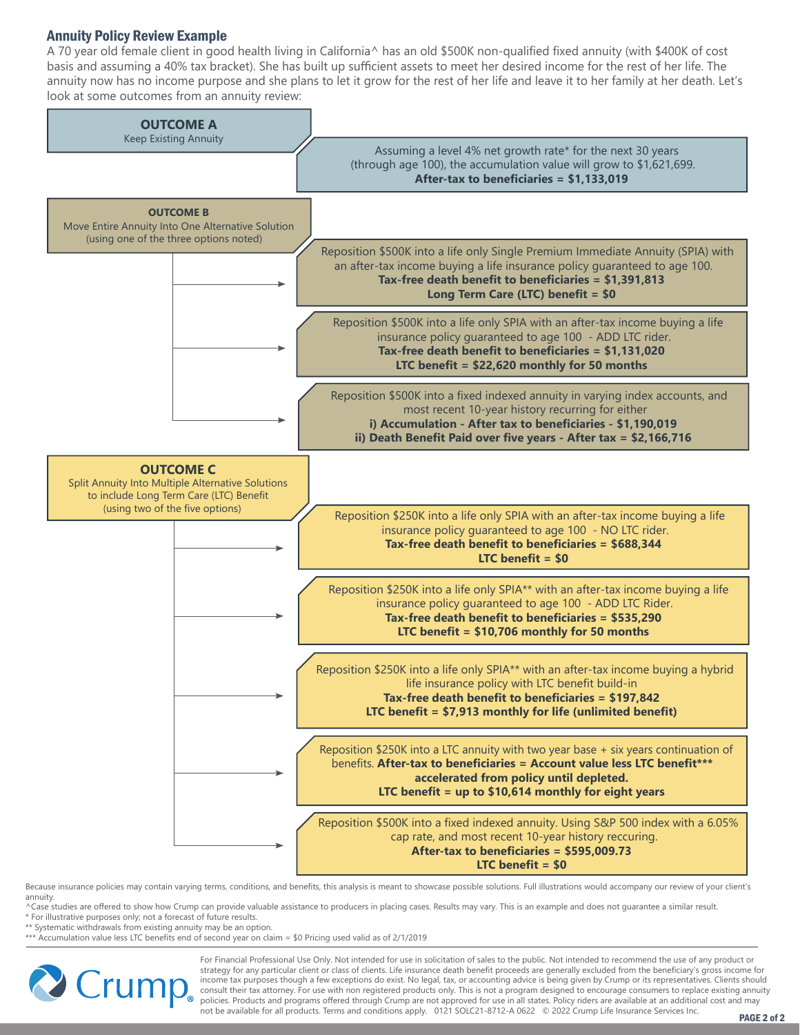## Annuity Policy Review Example

A 70 year old female client in good health living in California^ has an old $500K non-qualified fixed annuity (with $400K of cost basis and assuming a 40% tax bracket). She has built up sufficient assets to meet her desired income for the rest of her life. The annuity now has no income purpose and she plans to let it grow for the rest of her life and leave it to her family at her death. Let's look at some outcomes from an annuity review:

### OUTCOME A
Keep Existing Annuity

- Assuming a level 4% net growth rate* for the next 30 years (through age 100), the accumulation value will grow to $1,621,699.
  **After-tax to beneficiaries = $1,133,019**

### OUTCOME B
Move Entire Annuity Into One Alternative Solution (using one of the three options noted)

- Reposition $500K into a life only Single Premium Immediate Annuity (SPIA) with an after-tax income buying a life insurance policy guaranteed to age 100.
  **Tax-free death benefit to beneficiaries = $1,391,813**
  **Long Term Care (LTC) benefit = $0**
- Reposition $500K into a life only SPIA with an after-tax income buying a life insurance policy guaranteed to age 100 - ADD LTC rider.
  **Tax-free death benefit to beneficiaries = $1,131,020**
  **LTC benefit = $22,620 monthly for 50 months**
- Reposition $500K into a fixed indexed annuity in varying index accounts, and most recent 10-year history recurring for either
  **i) Accumulation - After tax to beneficiaries - $1,190,019**
  **ii) Death Benefit Paid over five years - After tax = $2,166,716**

### OUTCOME C
Split Annuity Into Multiple Alternative Solutions to include Long Term Care (LTC) Benefit (using two of the five options)

- Reposition $250K into a life only SPIA with an after-tax income buying a life insurance policy guaranteed to age 100 - NO LTC rider.
  **Tax-free death benefit to beneficiaries = $688,344**
  **LTC benefit = $0**
- Reposition $250K into a life only SPIA** with an after-tax income buying a life insurance policy guaranteed to age 100 - ADD LTC Rider.
  **Tax-free death benefit to beneficiaries = $535,290**
  **LTC benefit = $10,706 monthly for 50 months**
- Reposition $250K into a life only SPIA** with an after-tax income buying a hybrid life insurance policy with LTC benefit build-in
  **Tax-free death benefit to beneficiaries = $197,842**
  **LTC benefit = $7,913 monthly for life (unlimited benefit)**
- Reposition $250K into a LTC annuity with two year base + six years continuation of benefits. **After-tax to beneficiaries = Account value less LTC benefit*** accelerated from policy until depleted.**
  **LTC benefit = up to $10,614 monthly for eight years**
- Reposition $500K into a fixed indexed annuity. Using S&P 500 index with a 6.05% cap rate, and most recent 10-year history reccuring.
  **After-tax to beneficiaries = $595,009.73**
  **LTC benefit = $0**

Because insurance policies may contain varying terms, conditions, and benefits, this analysis is meant to showcase possible solutions. Full illustrations would accompany our review of your client's annuity.

^Case studies are offered to show how Crump can provide valuable assistance to producers in placing cases. Results may vary. This is an example and does not guarantee a similar result.

* For illustrative purposes only; not a forecast of future results.

** Systematic withdrawals from existing annuity may be an option.

*** Accumulation value less LTC benefits end of second year on claim = $0 Pricing used valid as of 2/1/2019

Crump

For Financial Professional Use Only. Not intended for use in solicitation of sales to the public. Not intended to recommend the use of any product or strategy for any particular client or class of clients. Life insurance death benefit proceeds are generally excluded from the beneficiary's gross income for income tax purposes though a few exceptions do exist. No legal, tax, or accounting advice is being given by Crump or its representatives. Clients should consult their tax attorney. For use with non registered products only. This is not a program designed to encourage consumers to replace existing annuity policies. Products and programs offered through Crump are not approved for use in all states. Policy riders are available at an additional cost and may not be available for all products. Terms and conditions apply. 0121 SOLC21-8712-A 0622 © 2022 Crump Life Insurance Services Inc.